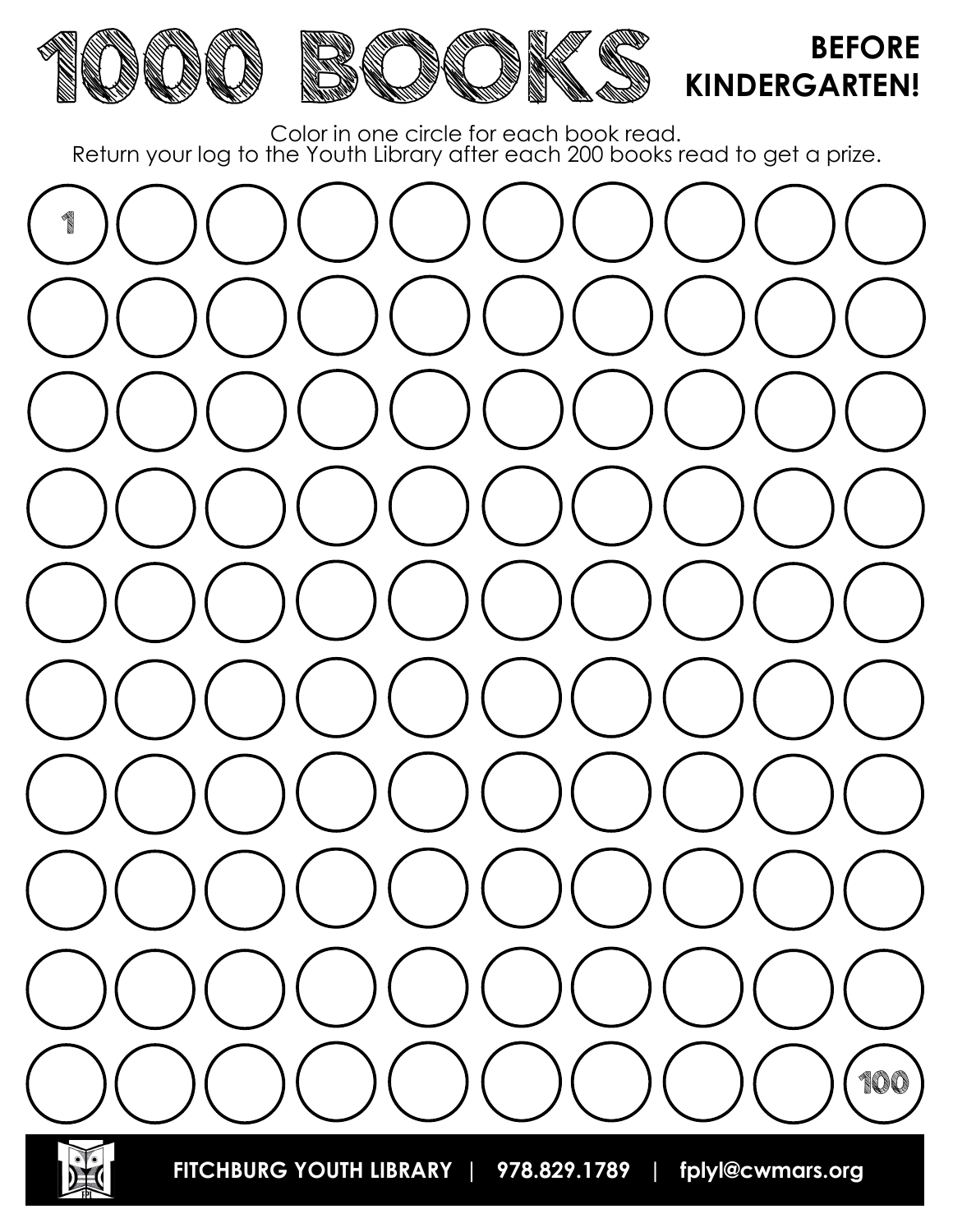# 1000 BOOKS BEFORE KINDERGARTEN!

Color in one circle for each book read.
Return your log to the Youth Library after each 200 books read to get a prize.

1

100

FITCHBURG YOUTH LIBRARY | 978.829.1789 | fplyl@cwmars.org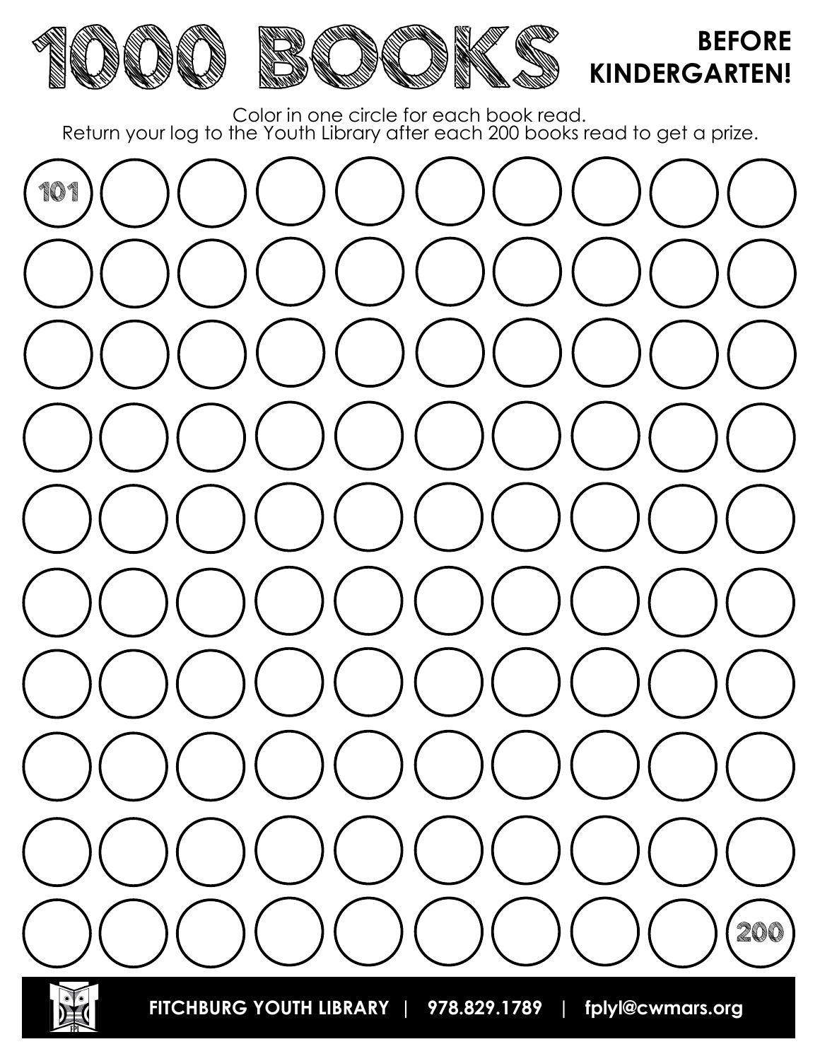# 1000 BOOKS

**BEFORE KINDERGARTEN!**

Color in one circle for each book read.
Return your log to the Youth Library after each 200 books read to get a prize.

101

200

**FITCHBURG YOUTH LIBRARY | 978.829.1789 | fplyl@cwmars.org**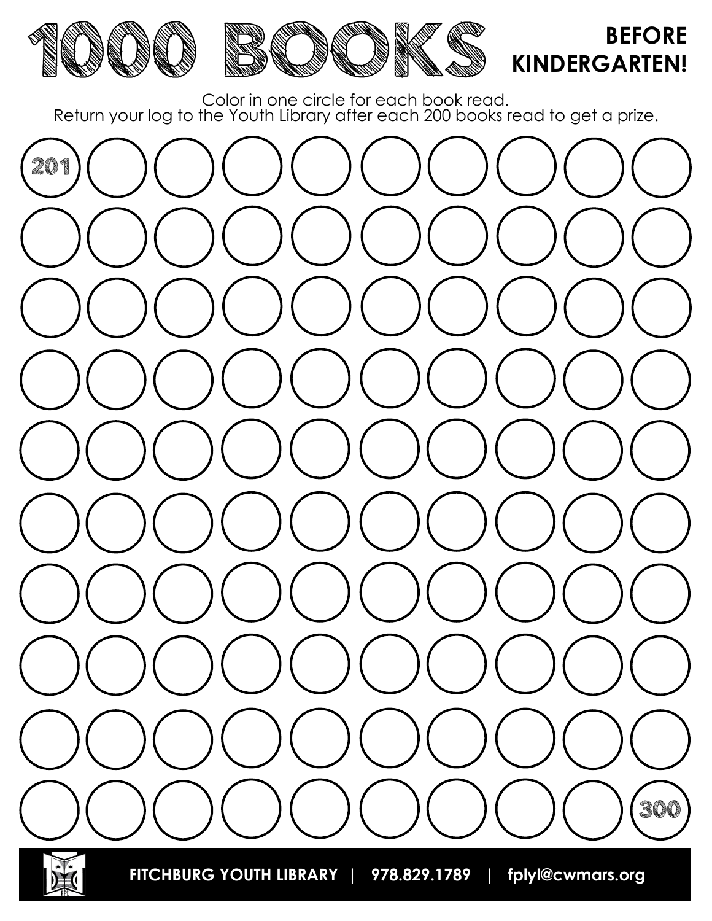# 1000 BOOKS BEFORE KINDERGARTEN!

Color in one circle for each book read.
Return your log to the Youth Library after each 200 books read to get a prize.

201

300

**FITCHBURG YOUTH LIBRARY | 978.829.1789 | fplyl@cwmars.org**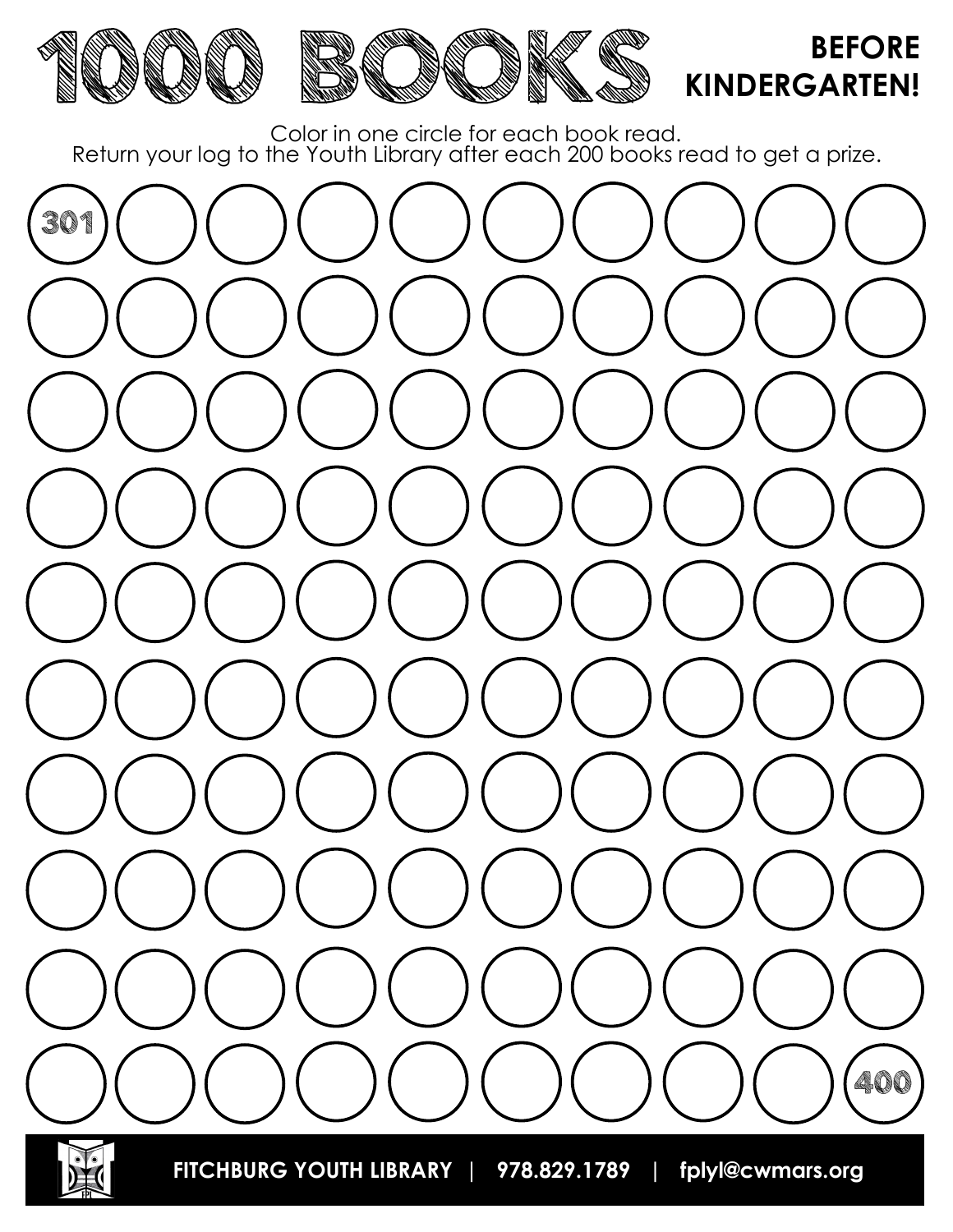# 1000 BOOKS

**BEFORE KINDERGARTEN!**

Color in one circle for each book read.
Return your log to the Youth Library after each 200 books read to get a prize.

301

400

**FITCHBURG YOUTH LIBRARY | 978.829.1789 | fplyl@cwmars.org**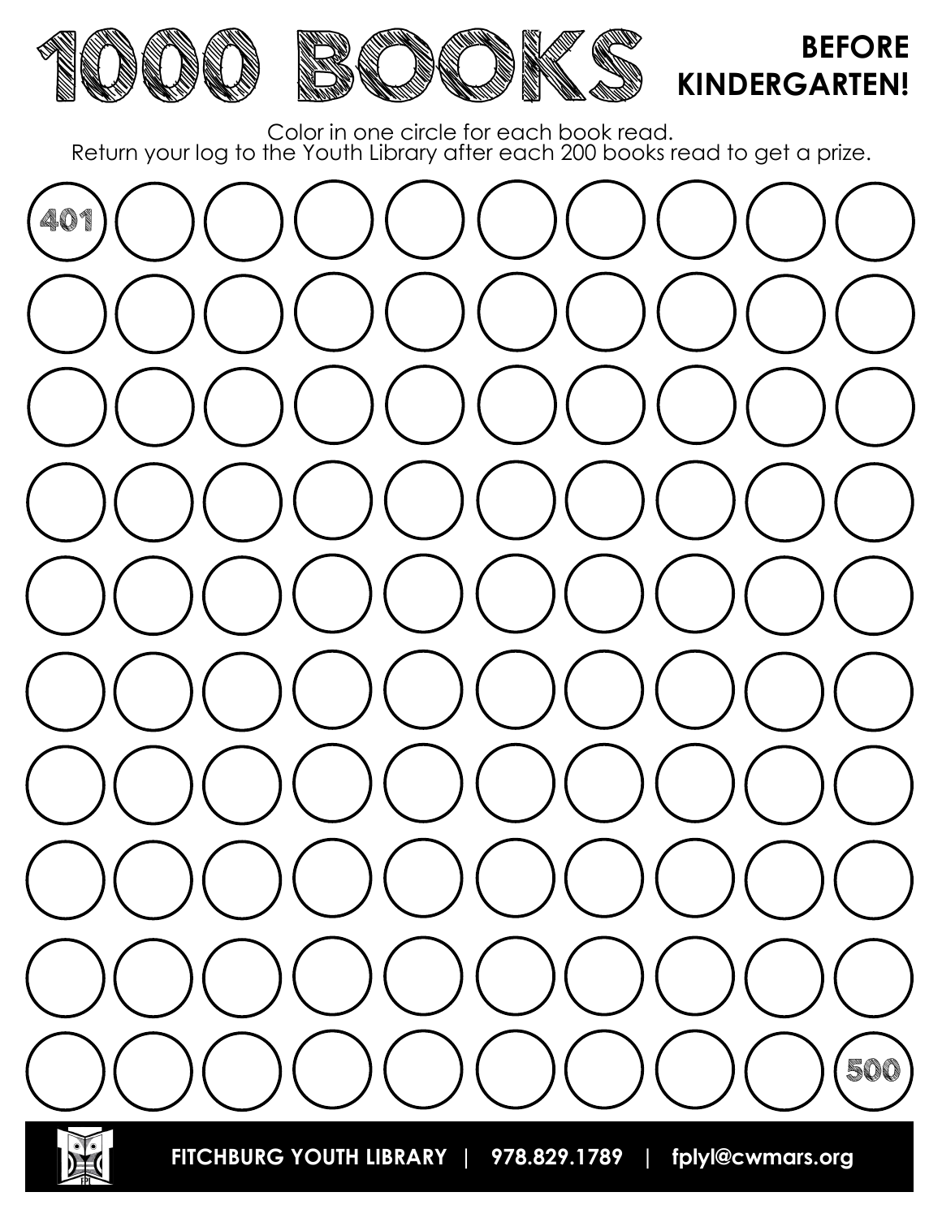# 1000 BOOKS BEFORE KINDERGARTEN!

Color in one circle for each book read.
Return your log to the Youth Library after each 200 books read to get a prize.

401

500

**FITCHBURG YOUTH LIBRARY | 978.829.1789 | fplyl@cwmars.org**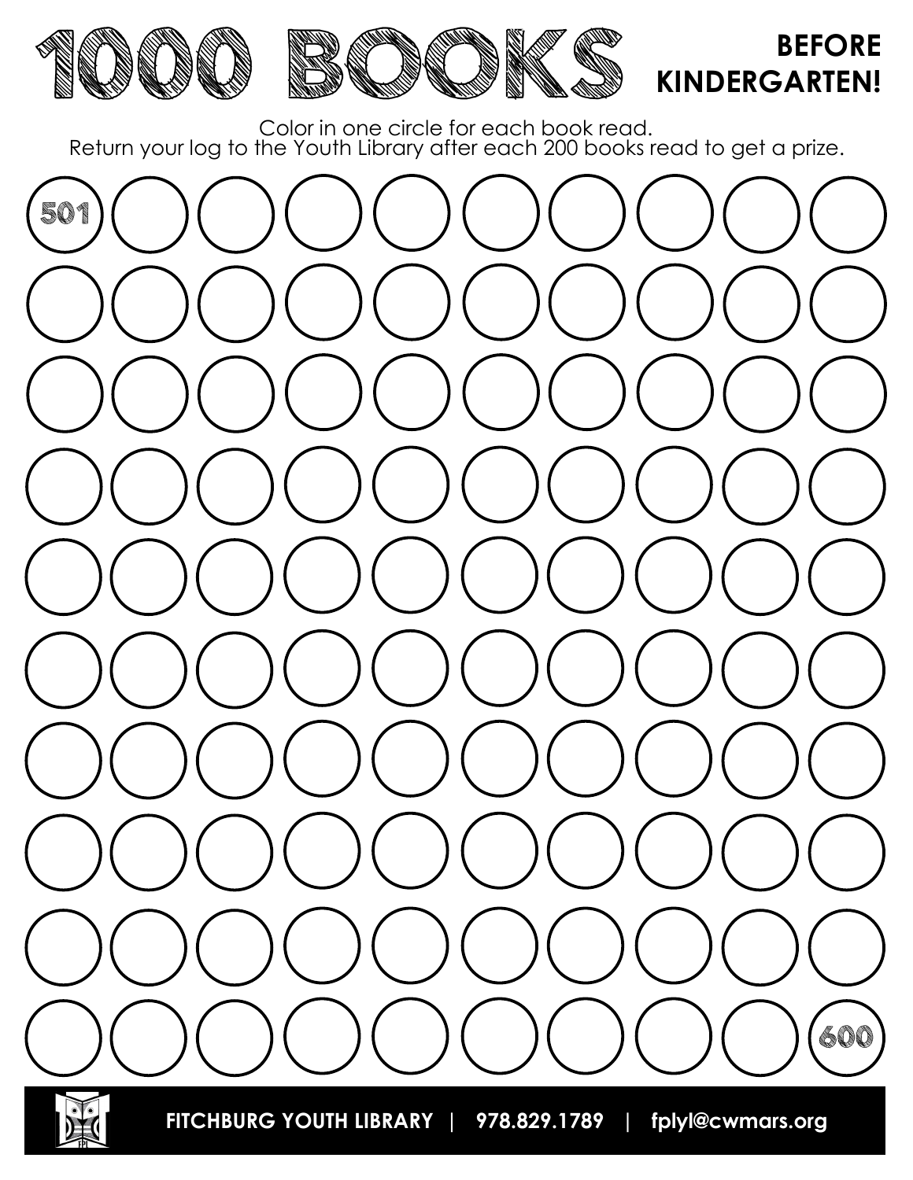# 1000 BOOKS

**BEFORE KINDERGARTEN!**

Color in one circle for each book read.
Return your log to the Youth Library after each 200 books read to get a prize.

501

600

**FITCHBURG YOUTH LIBRARY | 978.829.1789 | fplyl@cwmars.org**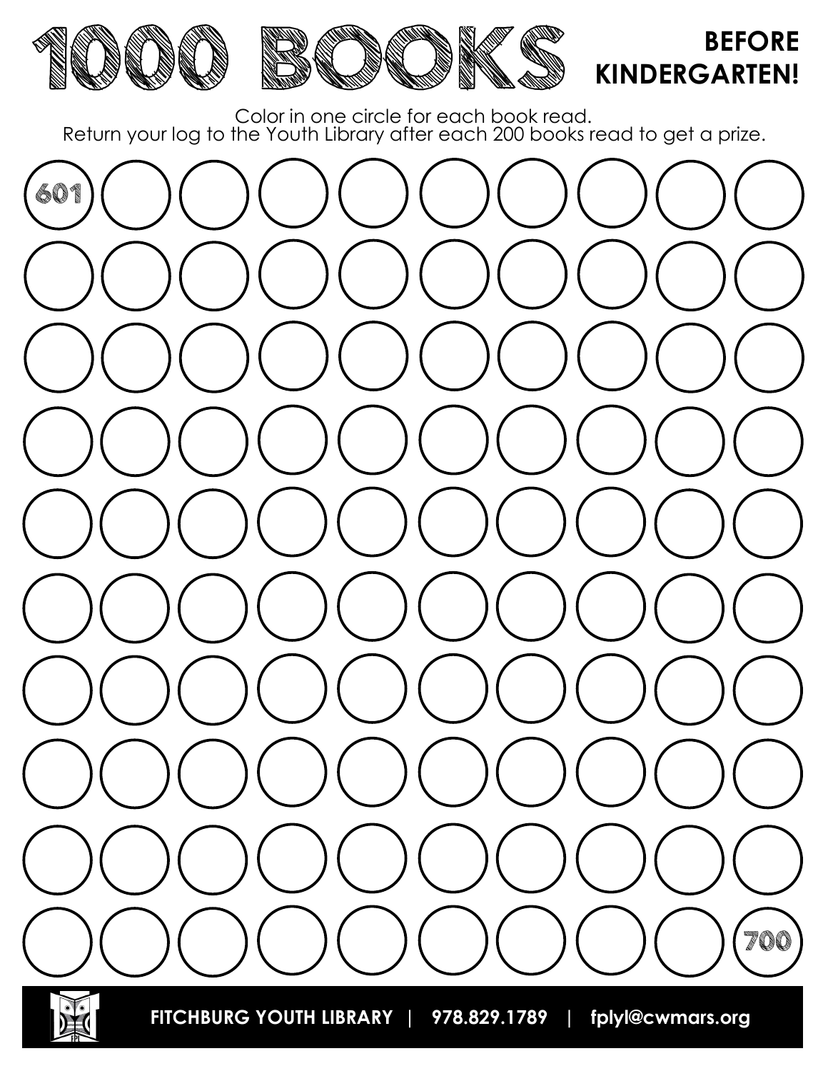# 1000 BOOKS BEFORE KINDERGARTEN!

Color in one circle for each book read.
Return your log to the Youth Library after each 200 books read to get a prize.

601

700

**FITCHBURG YOUTH LIBRARY | 978.829.1789 | fplyl@cwmars.org**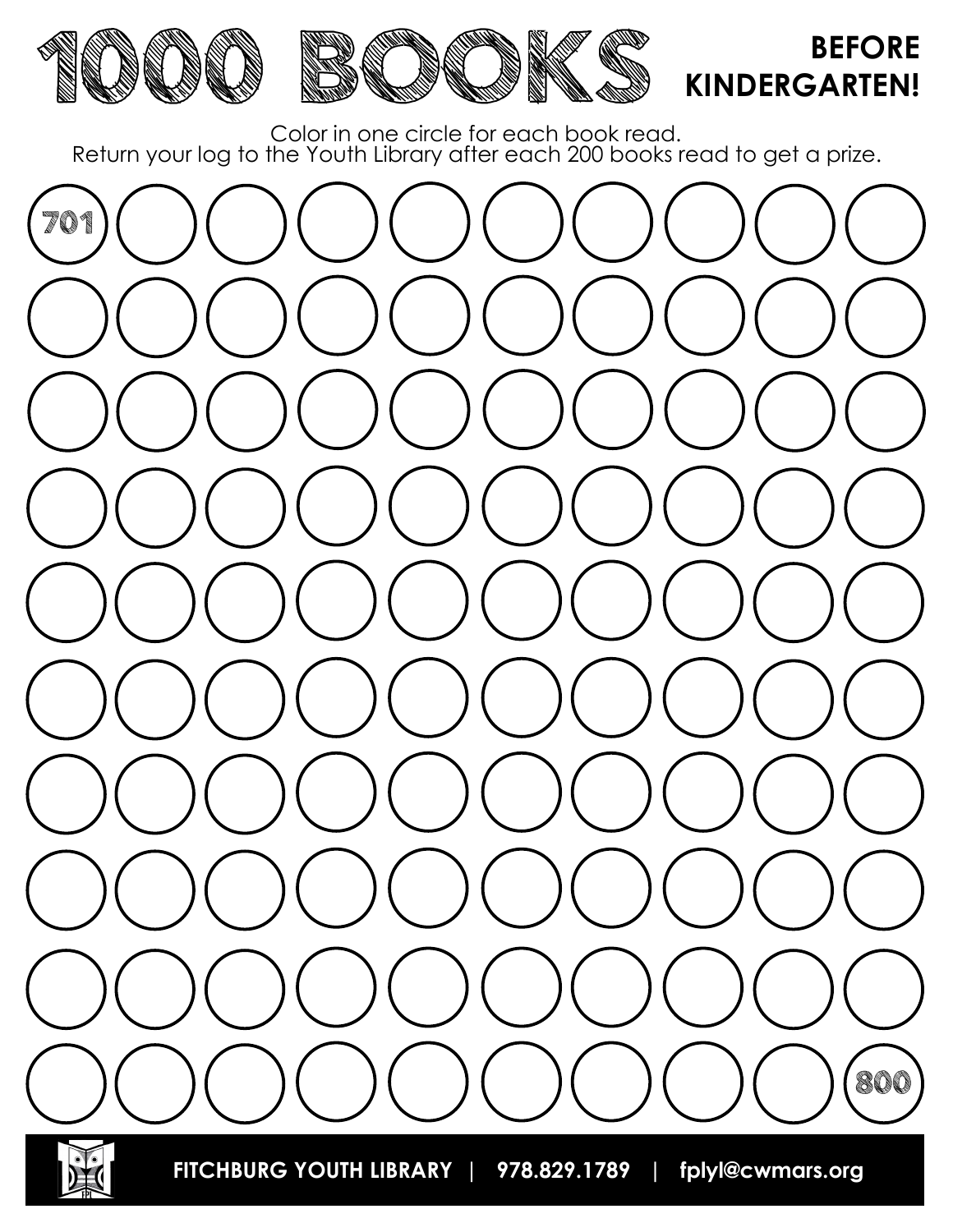# 1000 BOOKS BEFORE KINDERGARTEN!

Color in one circle for each book read.
Return your log to the Youth Library after each 200 books read to get a prize.

| | | | | | | | | | |
|---|---|---|---|---|---|---|---|---|---|
| 701 | | | | | | | | | |
| | | | | | | | | | |
| | | | | | | | | | |
| | | | | | | | | | |
| | | | | | | | | | |
| | | | | | | | | | |
| | | | | | | | | | |
| | | | | | | | | | |
| | | | | | | | | | |
| | | | | | | | | | 800 |

**FITCHBURG YOUTH LIBRARY | 978.829.1789 | fplyl@cwmars.org**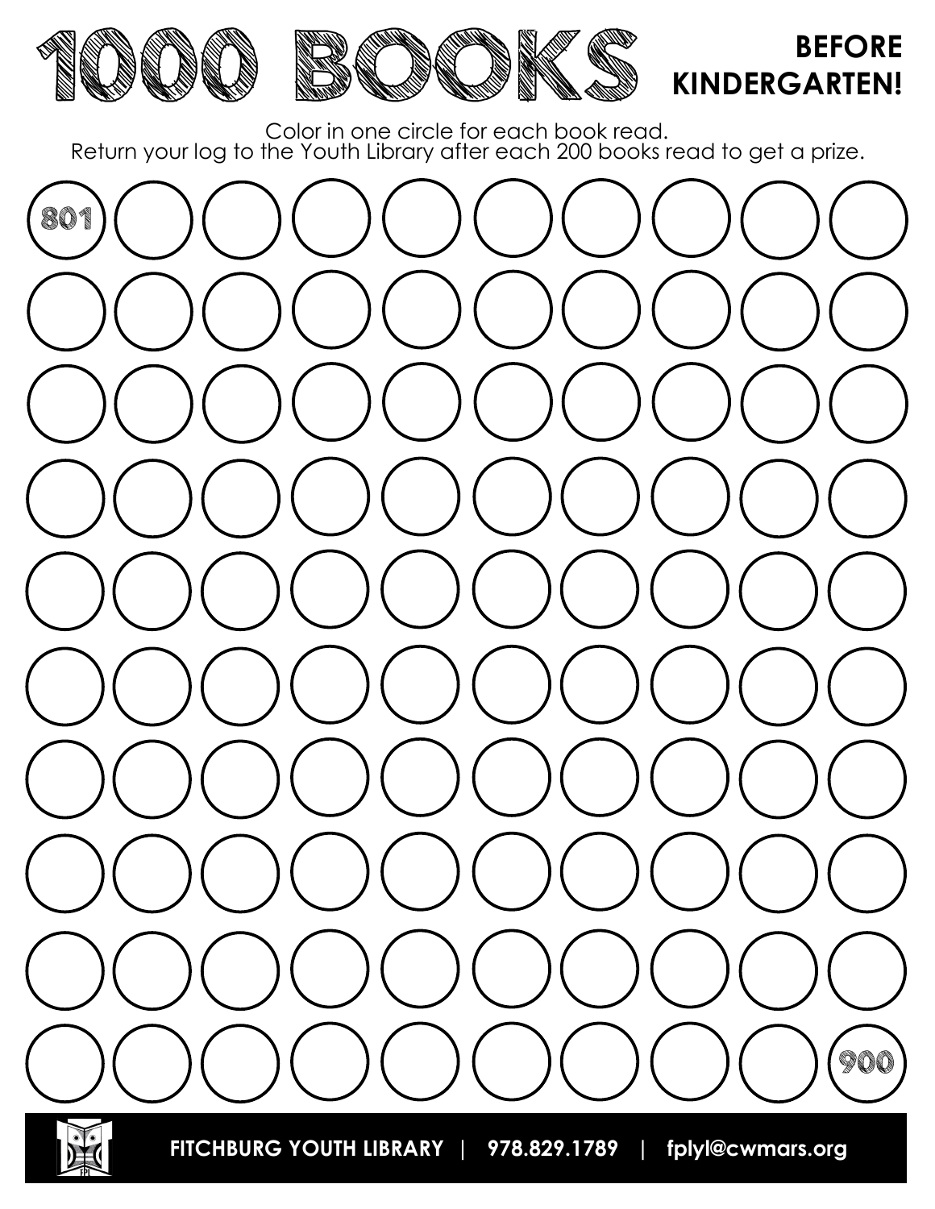# 1000 BOOKS

**BEFORE KINDERGARTEN!**

Color in one circle for each book read.
Return your log to the Youth Library after each 200 books read to get a prize.

801

900

**FITCHBURG YOUTH LIBRARY | 978.829.1789 | fplyl@cwmars.org**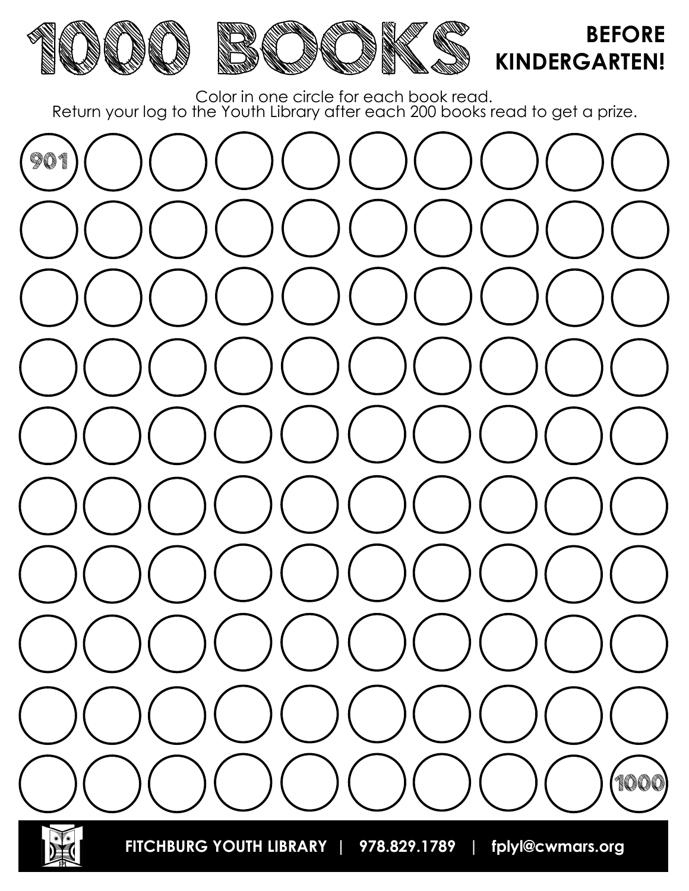# 1000 BOOKS BEFORE KINDERGARTEN!

Color in one circle for each book read.
Return your log to the Youth Library after each 200 books read to get a prize.

901

1000

**FITCHBURG YOUTH LIBRARY | 978.829.1789 | fplyl@cwmars.org**